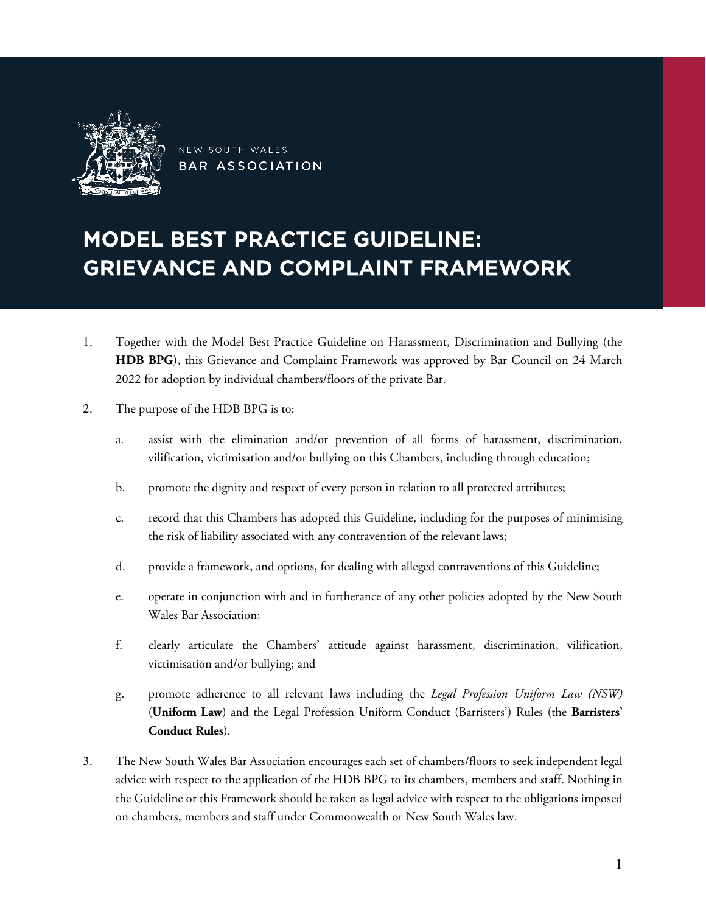NEW SOUTH WALES
BAR ASSOCIATION

# MODEL BEST PRACTICE GUIDELINE: GRIEVANCE AND COMPLAINT FRAMEWORK

1. Together with the Model Best Practice Guideline on Harassment, Discrimination and Bullying (the **HDB BPG**), this Grievance and Complaint Framework was approved by Bar Council on 24 March 2022 for adoption by individual chambers/floors of the private Bar.

2. The purpose of the HDB BPG is to:

   a. assist with the elimination and/or prevention of all forms of harassment, discrimination, vilification, victimisation and/or bullying on this Chambers, including through education;

   b. promote the dignity and respect of every person in relation to all protected attributes;

   c. record that this Chambers has adopted this Guideline, including for the purposes of minimising the risk of liability associated with any contravention of the relevant laws;

   d. provide a framework, and options, for dealing with alleged contraventions of this Guideline;

   e. operate in conjunction with and in furtherance of any other policies adopted by the New South Wales Bar Association;

   f. clearly articulate the Chambers' attitude against harassment, discrimination, vilification, victimisation and/or bullying; and

   g. promote adherence to all relevant laws including the *Legal Profession Uniform Law (NSW)* (**Uniform Law**) and the Legal Profession Uniform Conduct (Barristers') Rules (the **Barristers' Conduct Rules**).

3. The New South Wales Bar Association encourages each set of chambers/floors to seek independent legal advice with respect to the application of the HDB BPG to its chambers, members and staff. Nothing in the Guideline or this Framework should be taken as legal advice with respect to the obligations imposed on chambers, members and staff under Commonwealth or New South Wales law.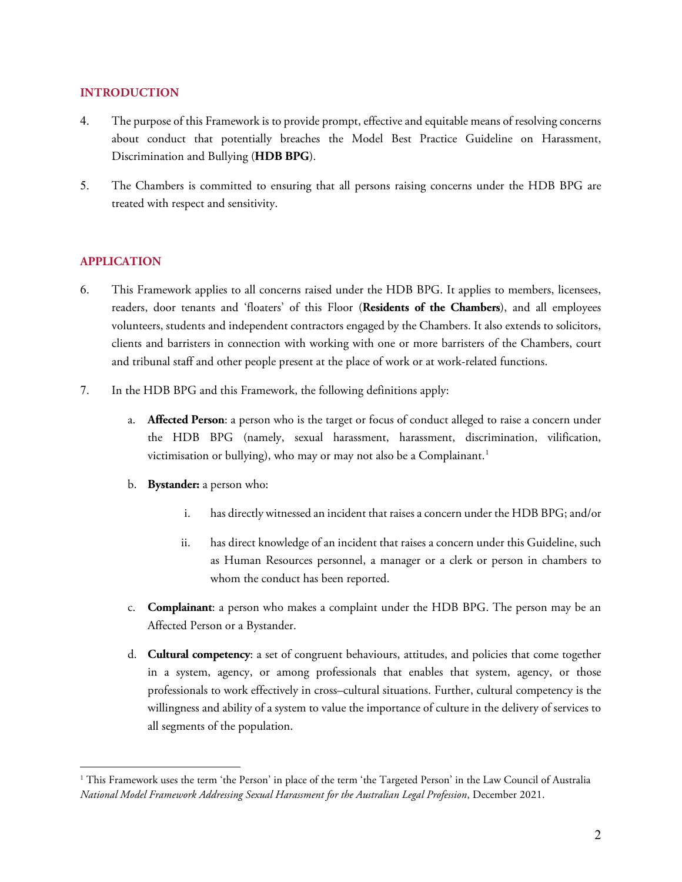## INTRODUCTION

4. The purpose of this Framework is to provide prompt, effective and equitable means of resolving concerns about conduct that potentially breaches the Model Best Practice Guideline on Harassment, Discrimination and Bullying (**HDB BPG**).

5. The Chambers is committed to ensuring that all persons raising concerns under the HDB BPG are treated with respect and sensitivity.

## APPLICATION

6. This Framework applies to all concerns raised under the HDB BPG. It applies to members, licensees, readers, door tenants and 'floaters' of this Floor (**Residents of the Chambers**), and all employees volunteers, students and independent contractors engaged by the Chambers. It also extends to solicitors, clients and barristers in connection with working with one or more barristers of the Chambers, court and tribunal staff and other people present at the place of work or at work-related functions.

7. In the HDB BPG and this Framework, the following definitions apply:

   a. **Affected Person**: a person who is the target or focus of conduct alleged to raise a concern under the HDB BPG (namely, sexual harassment, harassment, discrimination, vilification, victimisation or bullying), who may or may not also be a Complainant.[1]

   b. **Bystander:** a person who:

      i. has directly witnessed an incident that raises a concern under the HDB BPG; and/or

      ii. has direct knowledge of an incident that raises a concern under this Guideline, such as Human Resources personnel, a manager or a clerk or person in chambers to whom the conduct has been reported.

   c. **Complainant**: a person who makes a complaint under the HDB BPG. The person may be an Affected Person or a Bystander.

   d. **Cultural competency**: a set of congruent behaviours, attitudes, and policies that come together in a system, agency, or among professionals that enables that system, agency, or those professionals to work effectively in cross–cultural situations. Further, cultural competency is the willingness and ability of a system to value the importance of culture in the delivery of services to all segments of the population.

---

[1] This Framework uses the term 'the Person' in place of the term 'the Targeted Person' in the Law Council of Australia *National Model Framework Addressing Sexual Harassment for the Australian Legal Profession*, December 2021.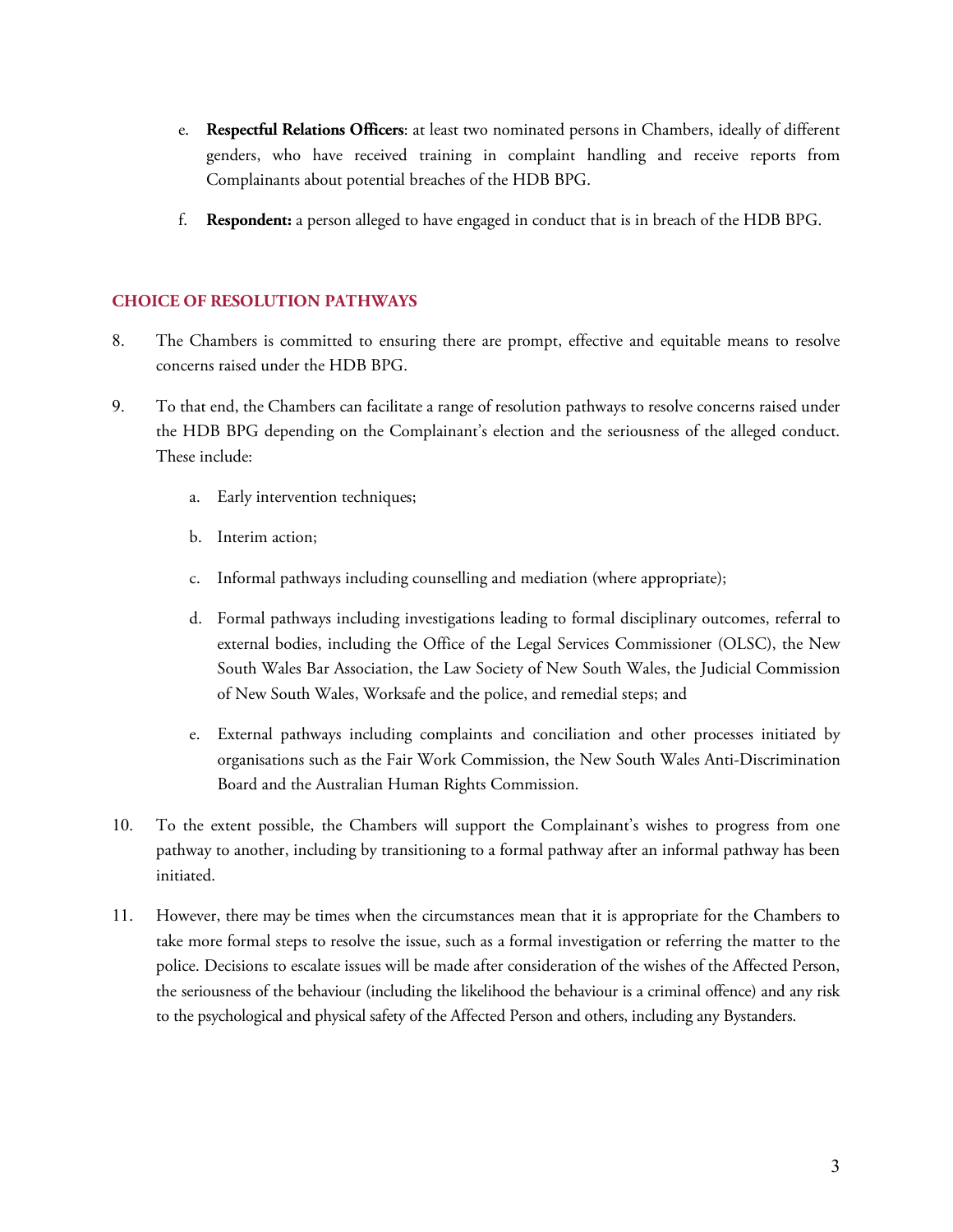e. **Respectful Relations Officers**: at least two nominated persons in Chambers, ideally of different genders, who have received training in complaint handling and receive reports from Complainants about potential breaches of the HDB BPG.

f. **Respondent:** a person alleged to have engaged in conduct that is in breach of the HDB BPG.

## CHOICE OF RESOLUTION PATHWAYS

8. The Chambers is committed to ensuring there are prompt, effective and equitable means to resolve concerns raised under the HDB BPG.

9. To that end, the Chambers can facilitate a range of resolution pathways to resolve concerns raised under the HDB BPG depending on the Complainant's election and the seriousness of the alleged conduct. These include:

   a. Early intervention techniques;

   b. Interim action;

   c. Informal pathways including counselling and mediation (where appropriate);

   d. Formal pathways including investigations leading to formal disciplinary outcomes, referral to external bodies, including the Office of the Legal Services Commissioner (OLSC), the New South Wales Bar Association, the Law Society of New South Wales, the Judicial Commission of New South Wales, Worksafe and the police, and remedial steps; and

   e. External pathways including complaints and conciliation and other processes initiated by organisations such as the Fair Work Commission, the New South Wales Anti-Discrimination Board and the Australian Human Rights Commission.

10. To the extent possible, the Chambers will support the Complainant's wishes to progress from one pathway to another, including by transitioning to a formal pathway after an informal pathway has been initiated.

11. However, there may be times when the circumstances mean that it is appropriate for the Chambers to take more formal steps to resolve the issue, such as a formal investigation or referring the matter to the police. Decisions to escalate issues will be made after consideration of the wishes of the Affected Person, the seriousness of the behaviour (including the likelihood the behaviour is a criminal offence) and any risk to the psychological and physical safety of the Affected Person and others, including any Bystanders.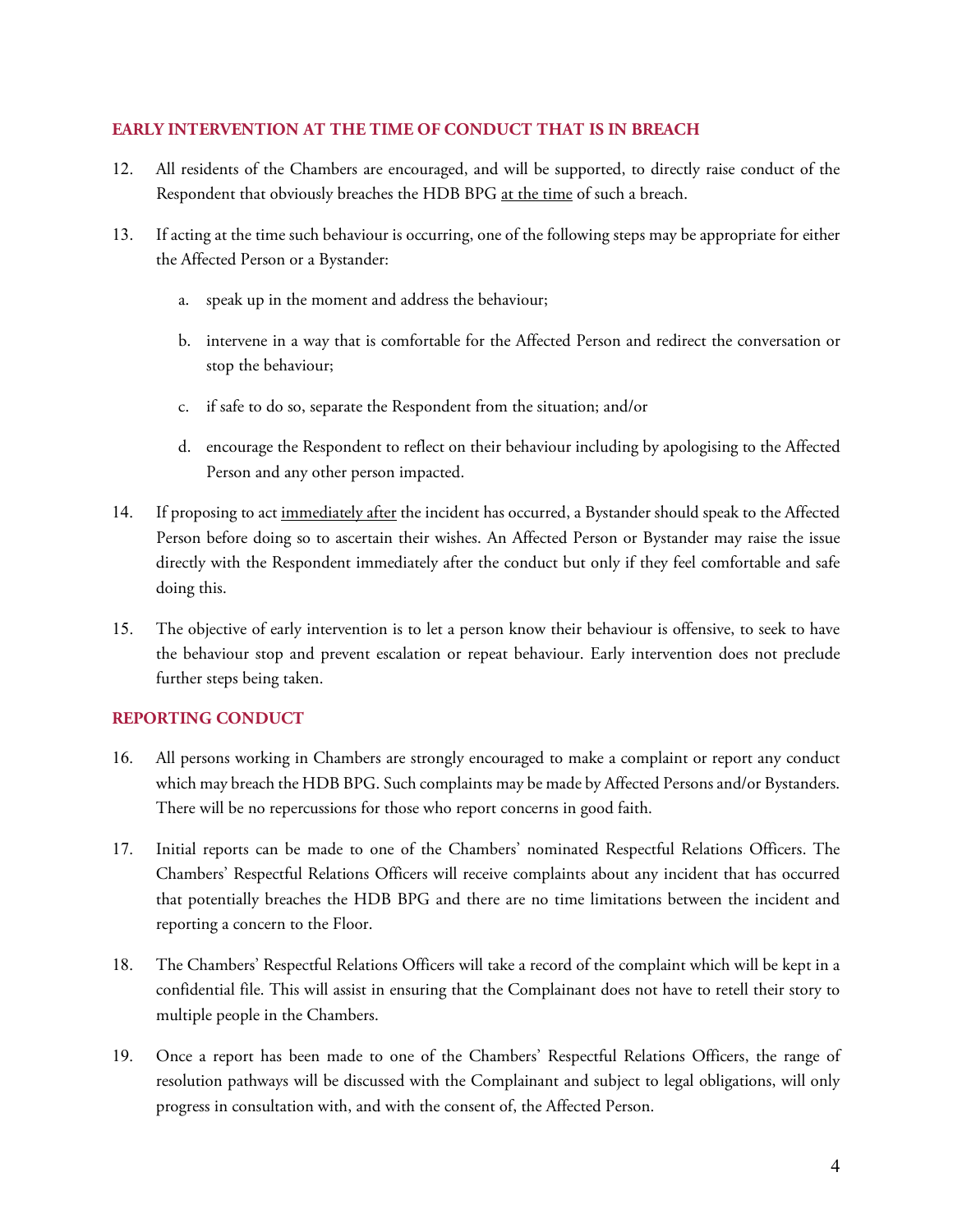## EARLY INTERVENTION AT THE TIME OF CONDUCT THAT IS IN BREACH

12. All residents of the Chambers are encouraged, and will be supported, to directly raise conduct of the Respondent that obviously breaches the HDB BPG <u>at the time</u> of such a breach.

13. If acting at the time such behaviour is occurring, one of the following steps may be appropriate for either the Affected Person or a Bystander:

    a. speak up in the moment and address the behaviour;

    b. intervene in a way that is comfortable for the Affected Person and redirect the conversation or stop the behaviour;

    c. if safe to do so, separate the Respondent from the situation; and/or

    d. encourage the Respondent to reflect on their behaviour including by apologising to the Affected Person and any other person impacted.

14. If proposing to act <u>immediately after</u> the incident has occurred, a Bystander should speak to the Affected Person before doing so to ascertain their wishes. An Affected Person or Bystander may raise the issue directly with the Respondent immediately after the conduct but only if they feel comfortable and safe doing this.

15. The objective of early intervention is to let a person know their behaviour is offensive, to seek to have the behaviour stop and prevent escalation or repeat behaviour. Early intervention does not preclude further steps being taken.

## REPORTING CONDUCT

16. All persons working in Chambers are strongly encouraged to make a complaint or report any conduct which may breach the HDB BPG. Such complaints may be made by Affected Persons and/or Bystanders. There will be no repercussions for those who report concerns in good faith.

17. Initial reports can be made to one of the Chambers' nominated Respectful Relations Officers. The Chambers' Respectful Relations Officers will receive complaints about any incident that has occurred that potentially breaches the HDB BPG and there are no time limitations between the incident and reporting a concern to the Floor.

18. The Chambers' Respectful Relations Officers will take a record of the complaint which will be kept in a confidential file. This will assist in ensuring that the Complainant does not have to retell their story to multiple people in the Chambers.

19. Once a report has been made to one of the Chambers' Respectful Relations Officers, the range of resolution pathways will be discussed with the Complainant and subject to legal obligations, will only progress in consultation with, and with the consent of, the Affected Person.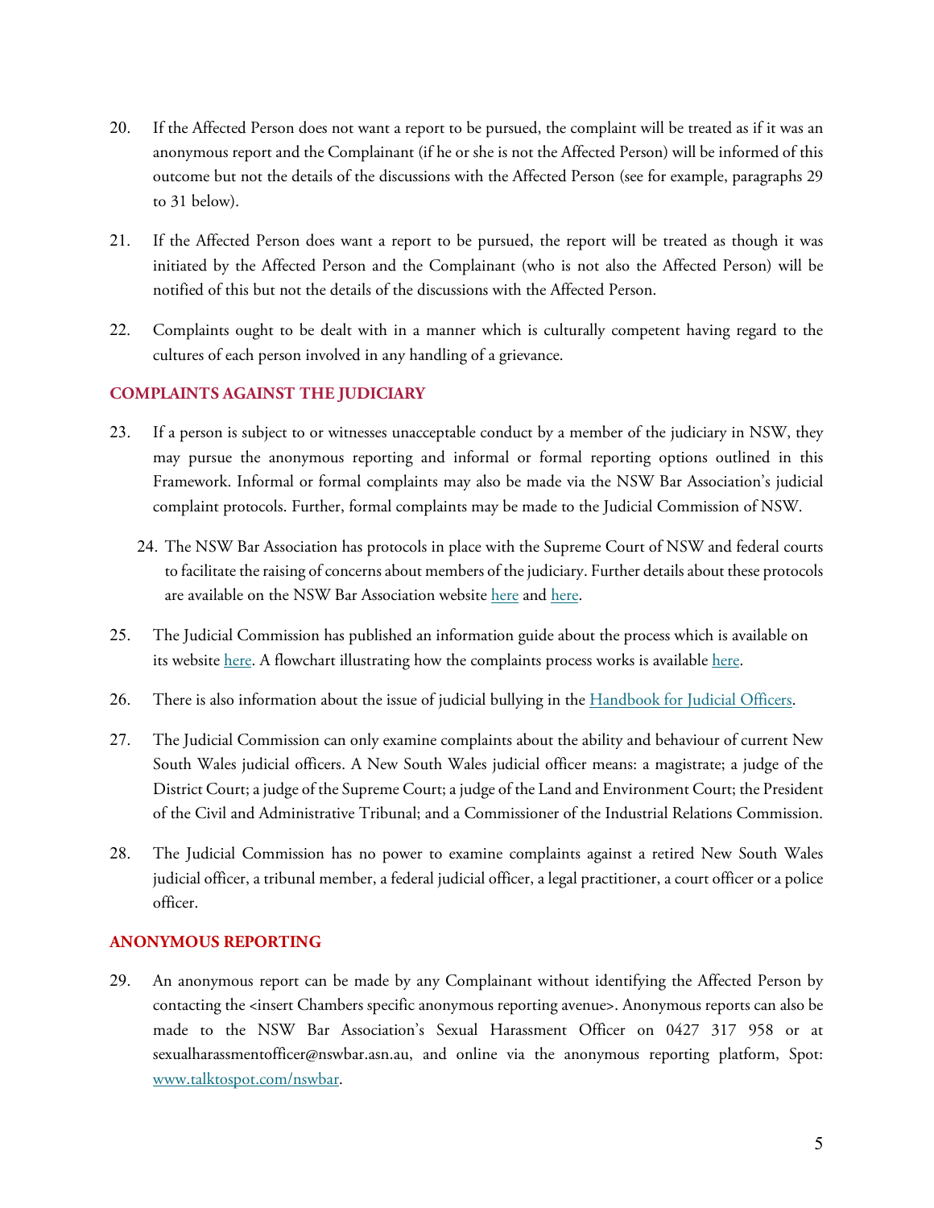20. If the Affected Person does not want a report to be pursued, the complaint will be treated as if it was an anonymous report and the Complainant (if he or she is not the Affected Person) will be informed of this outcome but not the details of the discussions with the Affected Person (see for example, paragraphs 29 to 31 below).

21. If the Affected Person does want a report to be pursued, the report will be treated as though it was initiated by the Affected Person and the Complainant (who is not also the Affected Person) will be notified of this but not the details of the discussions with the Affected Person.

22. Complaints ought to be dealt with in a manner which is culturally competent having regard to the cultures of each person involved in any handling of a grievance.

## COMPLAINTS AGAINST THE JUDICIARY

23. If a person is subject to or witnesses unacceptable conduct by a member of the judiciary in NSW, they may pursue the anonymous reporting and informal or formal reporting options outlined in this Framework. Informal or formal complaints may also be made via the NSW Bar Association's judicial complaint protocols. Further, formal complaints may be made to the Judicial Commission of NSW.

24. The NSW Bar Association has protocols in place with the Supreme Court of NSW and federal courts to facilitate the raising of concerns about members of the judiciary. Further details about these protocols are available on the NSW Bar Association website here and here.

25. The Judicial Commission has published an information guide about the process which is available on its website here. A flowchart illustrating how the complaints process works is available here.

26. There is also information about the issue of judicial bullying in the Handbook for Judicial Officers.

27. The Judicial Commission can only examine complaints about the ability and behaviour of current New South Wales judicial officers. A New South Wales judicial officer means: a magistrate; a judge of the District Court; a judge of the Supreme Court; a judge of the Land and Environment Court; the President of the Civil and Administrative Tribunal; and a Commissioner of the Industrial Relations Commission.

28. The Judicial Commission has no power to examine complaints against a retired New South Wales judicial officer, a tribunal member, a federal judicial officer, a legal practitioner, a court officer or a police officer.

## ANONYMOUS REPORTING

29. An anonymous report can be made by any Complainant without identifying the Affected Person by contacting the <insert Chambers specific anonymous reporting avenue>. Anonymous reports can also be made to the NSW Bar Association's Sexual Harassment Officer on 0427 317 958 or at sexualharassmentofficer@nswbar.asn.au, and online via the anonymous reporting platform, Spot: www.talktospot.com/nswbar.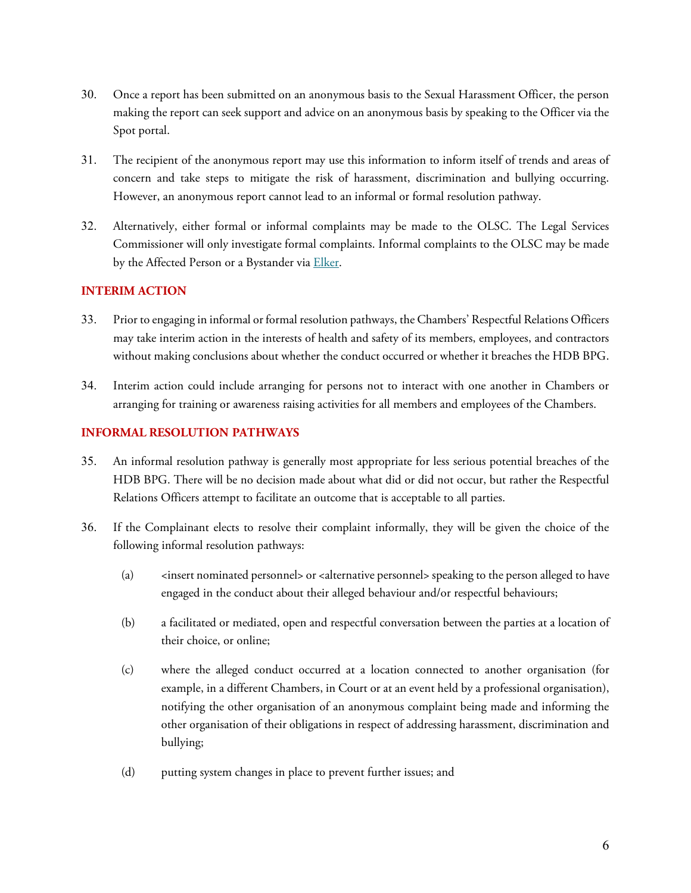30. Once a report has been submitted on an anonymous basis to the Sexual Harassment Officer, the person making the report can seek support and advice on an anonymous basis by speaking to the Officer via the Spot portal.

31. The recipient of the anonymous report may use this information to inform itself of trends and areas of concern and take steps to mitigate the risk of harassment, discrimination and bullying occurring. However, an anonymous report cannot lead to an informal or formal resolution pathway.

32. Alternatively, either formal or informal complaints may be made to the OLSC. The Legal Services Commissioner will only investigate formal complaints. Informal complaints to the OLSC may be made by the Affected Person or a Bystander via Elker.

## INTERIM ACTION

33. Prior to engaging in informal or formal resolution pathways, the Chambers' Respectful Relations Officers may take interim action in the interests of health and safety of its members, employees, and contractors without making conclusions about whether the conduct occurred or whether it breaches the HDB BPG.

34. Interim action could include arranging for persons not to interact with one another in Chambers or arranging for training or awareness raising activities for all members and employees of the Chambers.

## INFORMAL RESOLUTION PATHWAYS

35. An informal resolution pathway is generally most appropriate for less serious potential breaches of the HDB BPG. There will be no decision made about what did or did not occur, but rather the Respectful Relations Officers attempt to facilitate an outcome that is acceptable to all parties.

36. If the Complainant elects to resolve their complaint informally, they will be given the choice of the following informal resolution pathways:

    (a) <insert nominated personnel> or <alternative personnel> speaking to the person alleged to have engaged in the conduct about their alleged behaviour and/or respectful behaviours;

    (b) a facilitated or mediated, open and respectful conversation between the parties at a location of their choice, or online;

    (c) where the alleged conduct occurred at a location connected to another organisation (for example, in a different Chambers, in Court or at an event held by a professional organisation), notifying the other organisation of an anonymous complaint being made and informing the other organisation of their obligations in respect of addressing harassment, discrimination and bullying;

    (d) putting system changes in place to prevent further issues; and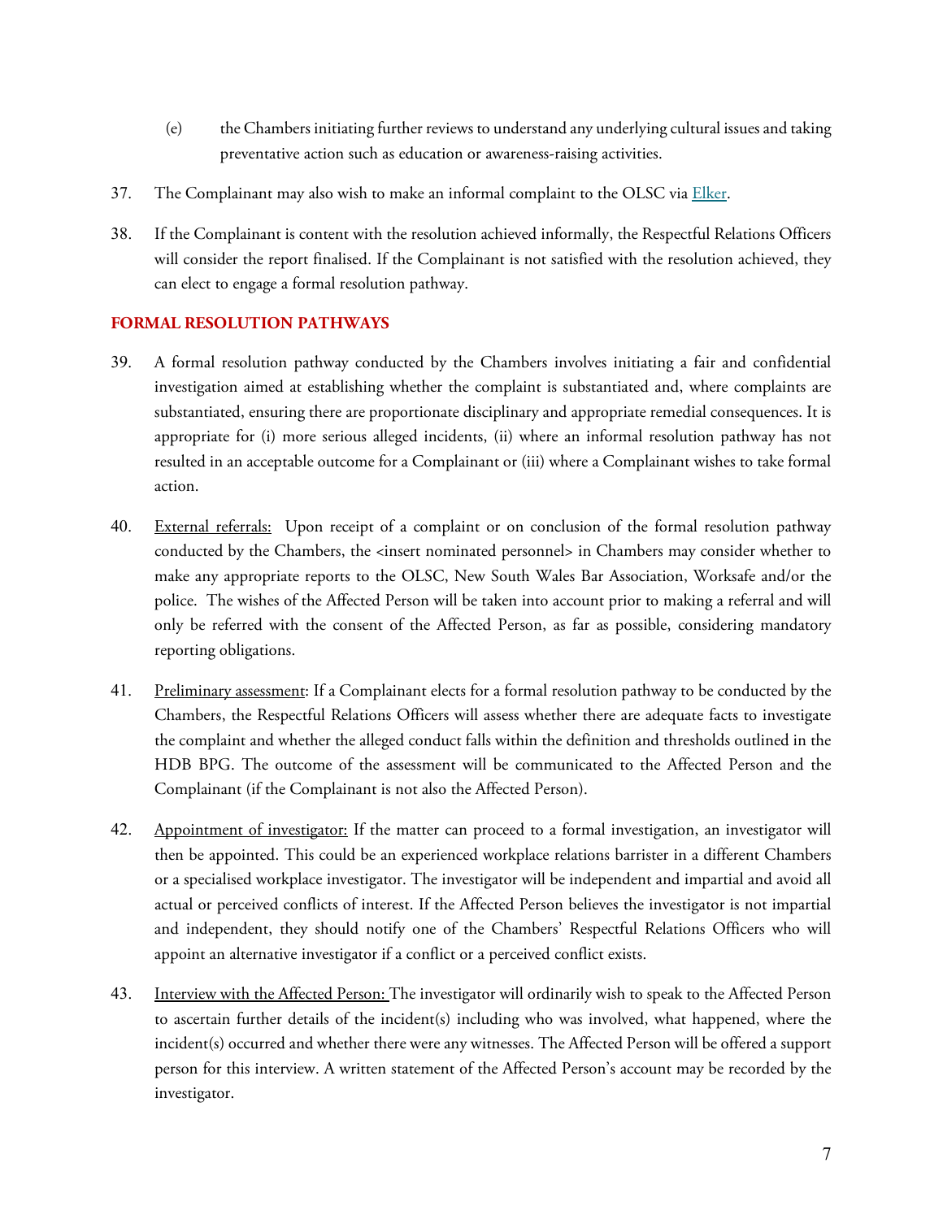(e) the Chambers initiating further reviews to understand any underlying cultural issues and taking preventative action such as education or awareness-raising activities.

37. The Complainant may also wish to make an informal complaint to the OLSC via Elker.

38. If the Complainant is content with the resolution achieved informally, the Respectful Relations Officers will consider the report finalised. If the Complainant is not satisfied with the resolution achieved, they can elect to engage a formal resolution pathway.

## FORMAL RESOLUTION PATHWAYS

39. A formal resolution pathway conducted by the Chambers involves initiating a fair and confidential investigation aimed at establishing whether the complaint is substantiated and, where complaints are substantiated, ensuring there are proportionate disciplinary and appropriate remedial consequences. It is appropriate for (i) more serious alleged incidents, (ii) where an informal resolution pathway has not resulted in an acceptable outcome for a Complainant or (iii) where a Complainant wishes to take formal action.

40. External referrals: Upon receipt of a complaint or on conclusion of the formal resolution pathway conducted by the Chambers, the <insert nominated personnel> in Chambers may consider whether to make any appropriate reports to the OLSC, New South Wales Bar Association, Worksafe and/or the police. The wishes of the Affected Person will be taken into account prior to making a referral and will only be referred with the consent of the Affected Person, as far as possible, considering mandatory reporting obligations.

41. Preliminary assessment: If a Complainant elects for a formal resolution pathway to be conducted by the Chambers, the Respectful Relations Officers will assess whether there are adequate facts to investigate the complaint and whether the alleged conduct falls within the definition and thresholds outlined in the HDB BPG. The outcome of the assessment will be communicated to the Affected Person and the Complainant (if the Complainant is not also the Affected Person).

42. Appointment of investigator: If the matter can proceed to a formal investigation, an investigator will then be appointed. This could be an experienced workplace relations barrister in a different Chambers or a specialised workplace investigator. The investigator will be independent and impartial and avoid all actual or perceived conflicts of interest. If the Affected Person believes the investigator is not impartial and independent, they should notify one of the Chambers' Respectful Relations Officers who will appoint an alternative investigator if a conflict or a perceived conflict exists.

43. Interview with the Affected Person: The investigator will ordinarily wish to speak to the Affected Person to ascertain further details of the incident(s) including who was involved, what happened, where the incident(s) occurred and whether there were any witnesses. The Affected Person will be offered a support person for this interview. A written statement of the Affected Person's account may be recorded by the investigator.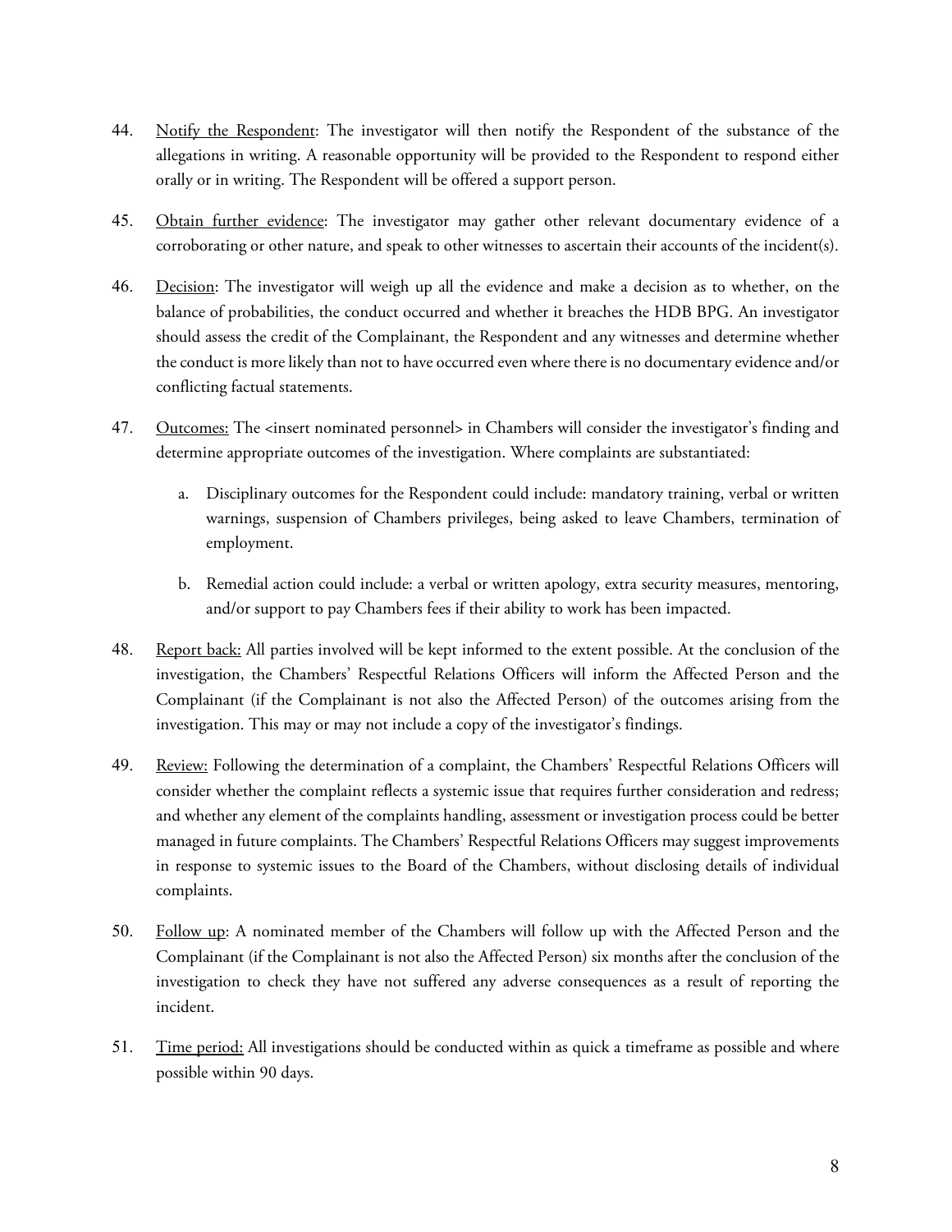44. Notify the Respondent: The investigator will then notify the Respondent of the substance of the allegations in writing. A reasonable opportunity will be provided to the Respondent to respond either orally or in writing. The Respondent will be offered a support person.

45. Obtain further evidence: The investigator may gather other relevant documentary evidence of a corroborating or other nature, and speak to other witnesses to ascertain their accounts of the incident(s).

46. Decision: The investigator will weigh up all the evidence and make a decision as to whether, on the balance of probabilities, the conduct occurred and whether it breaches the HDB BPG. An investigator should assess the credit of the Complainant, the Respondent and any witnesses and determine whether the conduct is more likely than not to have occurred even where there is no documentary evidence and/or conflicting factual statements.

47. Outcomes: The <insert nominated personnel> in Chambers will consider the investigator's finding and determine appropriate outcomes of the investigation. Where complaints are substantiated:

    a. Disciplinary outcomes for the Respondent could include: mandatory training, verbal or written warnings, suspension of Chambers privileges, being asked to leave Chambers, termination of employment.

    b. Remedial action could include: a verbal or written apology, extra security measures, mentoring, and/or support to pay Chambers fees if their ability to work has been impacted.

48. Report back: All parties involved will be kept informed to the extent possible. At the conclusion of the investigation, the Chambers' Respectful Relations Officers will inform the Affected Person and the Complainant (if the Complainant is not also the Affected Person) of the outcomes arising from the investigation. This may or may not include a copy of the investigator's findings.

49. Review: Following the determination of a complaint, the Chambers' Respectful Relations Officers will consider whether the complaint reflects a systemic issue that requires further consideration and redress; and whether any element of the complaints handling, assessment or investigation process could be better managed in future complaints. The Chambers' Respectful Relations Officers may suggest improvements in response to systemic issues to the Board of the Chambers, without disclosing details of individual complaints.

50. Follow up: A nominated member of the Chambers will follow up with the Affected Person and the Complainant (if the Complainant is not also the Affected Person) six months after the conclusion of the investigation to check they have not suffered any adverse consequences as a result of reporting the incident.

51. Time period: All investigations should be conducted within as quick a timeframe as possible and where possible within 90 days.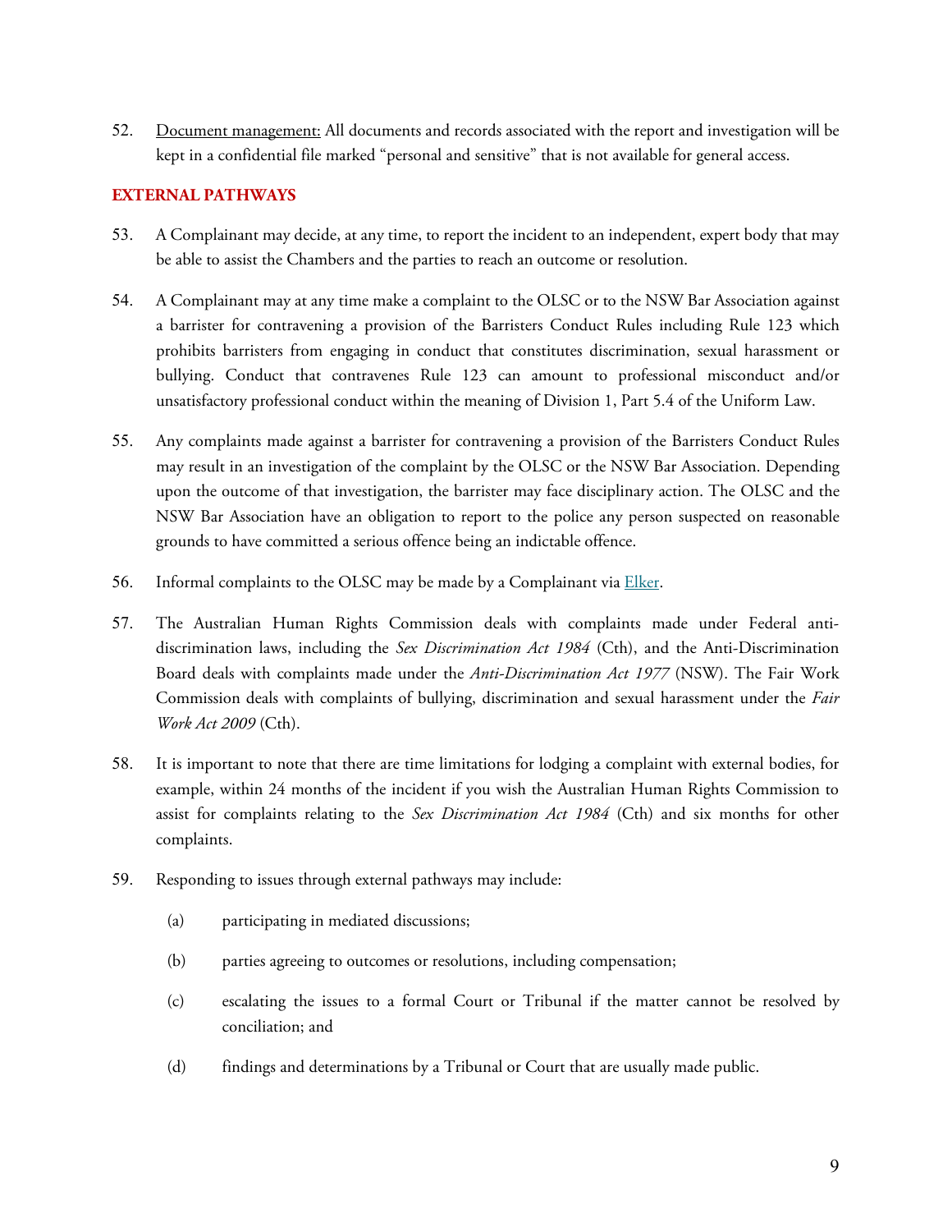52. Document management: All documents and records associated with the report and investigation will be kept in a confidential file marked "personal and sensitive" that is not available for general access.

## EXTERNAL PATHWAYS

53. A Complainant may decide, at any time, to report the incident to an independent, expert body that may be able to assist the Chambers and the parties to reach an outcome or resolution.

54. A Complainant may at any time make a complaint to the OLSC or to the NSW Bar Association against a barrister for contravening a provision of the Barristers Conduct Rules including Rule 123 which prohibits barristers from engaging in conduct that constitutes discrimination, sexual harassment or bullying. Conduct that contravenes Rule 123 can amount to professional misconduct and/or unsatisfactory professional conduct within the meaning of Division 1, Part 5.4 of the Uniform Law.

55. Any complaints made against a barrister for contravening a provision of the Barristers Conduct Rules may result in an investigation of the complaint by the OLSC or the NSW Bar Association. Depending upon the outcome of that investigation, the barrister may face disciplinary action. The OLSC and the NSW Bar Association have an obligation to report to the police any person suspected on reasonable grounds to have committed a serious offence being an indictable offence.

56. Informal complaints to the OLSC may be made by a Complainant via Elker.

57. The Australian Human Rights Commission deals with complaints made under Federal anti-discrimination laws, including the *Sex Discrimination Act 1984* (Cth), and the Anti-Discrimination Board deals with complaints made under the *Anti-Discrimination Act 1977* (NSW). The Fair Work Commission deals with complaints of bullying, discrimination and sexual harassment under the *Fair Work Act 2009* (Cth).

58. It is important to note that there are time limitations for lodging a complaint with external bodies, for example, within 24 months of the incident if you wish the Australian Human Rights Commission to assist for complaints relating to the *Sex Discrimination Act 1984* (Cth) and six months for other complaints.

59. Responding to issues through external pathways may include:

    (a) participating in mediated discussions;

    (b) parties agreeing to outcomes or resolutions, including compensation;

    (c) escalating the issues to a formal Court or Tribunal if the matter cannot be resolved by conciliation; and

    (d) findings and determinations by a Tribunal or Court that are usually made public.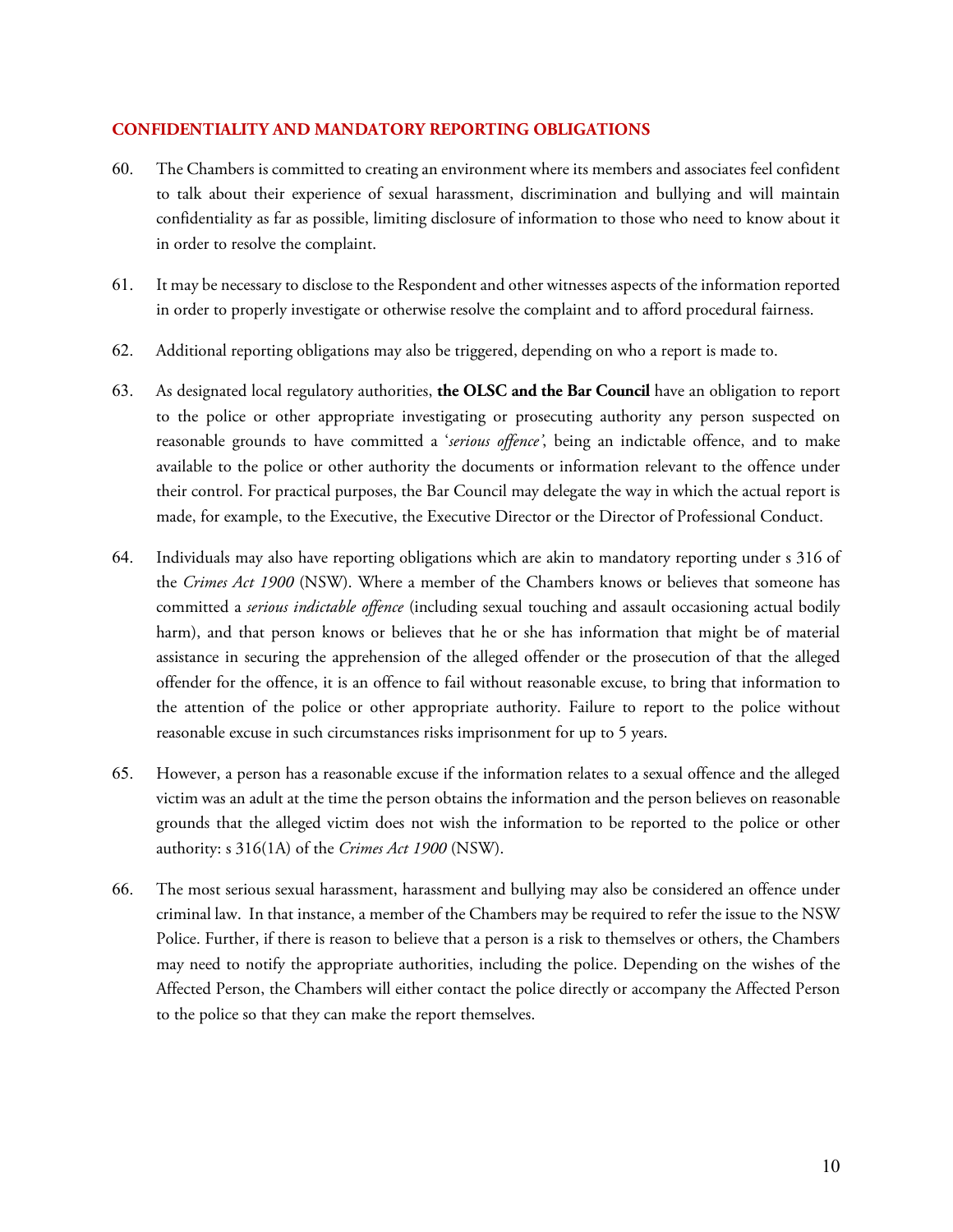## CONFIDENTIALITY AND MANDATORY REPORTING OBLIGATIONS

60. The Chambers is committed to creating an environment where its members and associates feel confident to talk about their experience of sexual harassment, discrimination and bullying and will maintain confidentiality as far as possible, limiting disclosure of information to those who need to know about it in order to resolve the complaint.

61. It may be necessary to disclose to the Respondent and other witnesses aspects of the information reported in order to properly investigate or otherwise resolve the complaint and to afford procedural fairness.

62. Additional reporting obligations may also be triggered, depending on who a report is made to.

63. As designated local regulatory authorities, **the OLSC and the Bar Council** have an obligation to report to the police or other appropriate investigating or prosecuting authority any person suspected on reasonable grounds to have committed a '*serious offence'*, being an indictable offence, and to make available to the police or other authority the documents or information relevant to the offence under their control. For practical purposes, the Bar Council may delegate the way in which the actual report is made, for example, to the Executive, the Executive Director or the Director of Professional Conduct.

64. Individuals may also have reporting obligations which are akin to mandatory reporting under s 316 of the *Crimes Act 1900* (NSW). Where a member of the Chambers knows or believes that someone has committed a *serious indictable offence* (including sexual touching and assault occasioning actual bodily harm), and that person knows or believes that he or she has information that might be of material assistance in securing the apprehension of the alleged offender or the prosecution of that the alleged offender for the offence, it is an offence to fail without reasonable excuse, to bring that information to the attention of the police or other appropriate authority. Failure to report to the police without reasonable excuse in such circumstances risks imprisonment for up to 5 years.

65. However, a person has a reasonable excuse if the information relates to a sexual offence and the alleged victim was an adult at the time the person obtains the information and the person believes on reasonable grounds that the alleged victim does not wish the information to be reported to the police or other authority: s 316(1A) of the *Crimes Act 1900* (NSW).

66. The most serious sexual harassment, harassment and bullying may also be considered an offence under criminal law. In that instance, a member of the Chambers may be required to refer the issue to the NSW Police. Further, if there is reason to believe that a person is a risk to themselves or others, the Chambers may need to notify the appropriate authorities, including the police. Depending on the wishes of the Affected Person, the Chambers will either contact the police directly or accompany the Affected Person to the police so that they can make the report themselves.